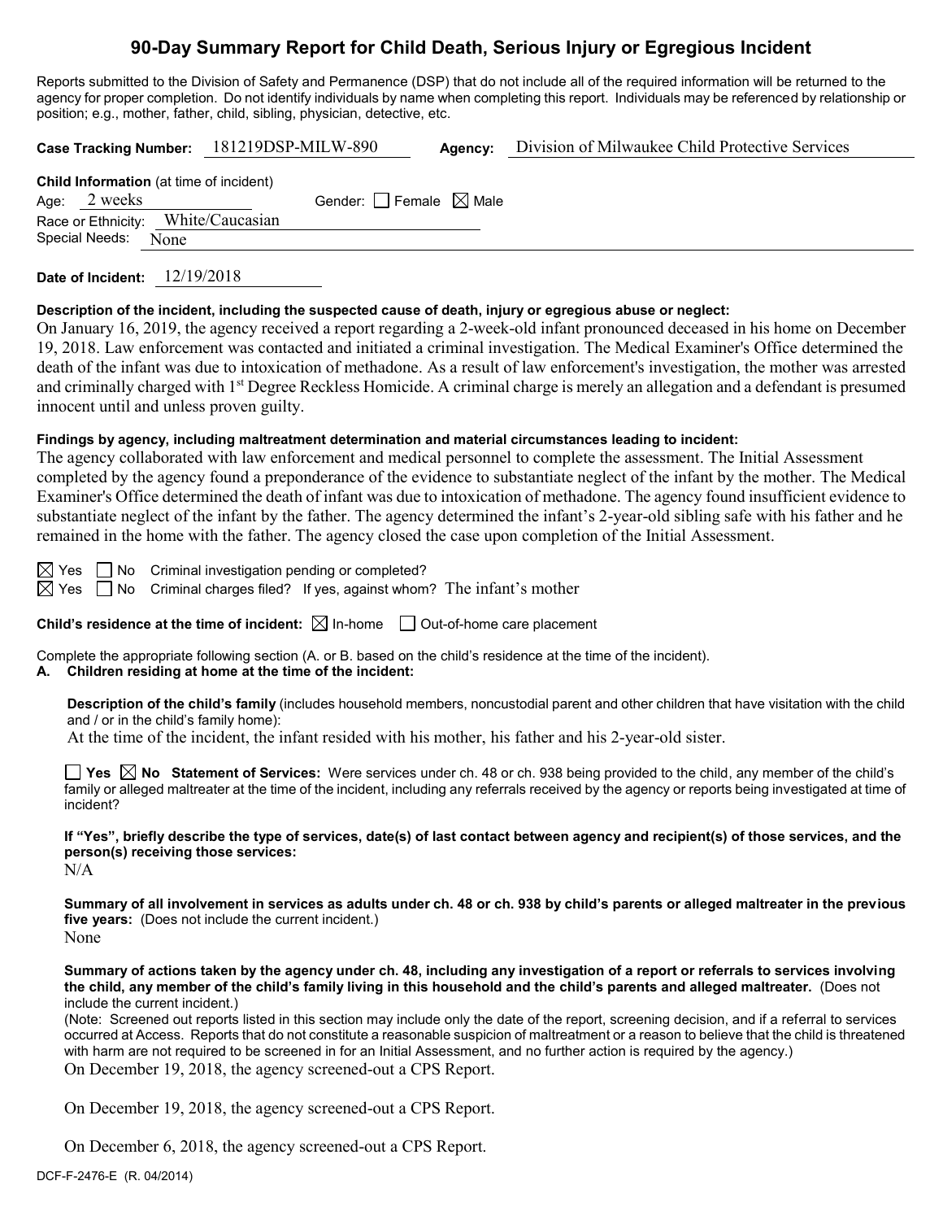# 90-Day Summary Report for Child Death, Serious Injury or Egregious Incident

Reports submitted to the Division of Safety and Permanence (DSP) that do not include all of the required information will be returned to the agency for proper completion. Do not identify individuals by name when completing this report. Individuals may be referenced by relationship or position; e.g., mother, father, child, sibling, physician, detective, etc.

**Case Tracking Number:** 181219DSP-MILW-890 **Agency:** Division of Milwaukee Child Protective Services

**Child Information** (at time of incident)
Age: 2 weeks Gender: ☐ Female ☒ Male
Race or Ethnicity: White/Caucasian
Special Needs: None

**Date of Incident:** 12/19/2018

**Description of the incident, including the suspected cause of death, injury or egregious abuse or neglect:**
On January 16, 2019, the agency received a report regarding a 2-week-old infant pronounced deceased in his home on December 19, 2018. Law enforcement was contacted and initiated a criminal investigation. The Medical Examiner's Office determined the death of the infant was due to intoxication of methadone. As a result of law enforcement's investigation, the mother was arrested and criminally charged with 1st Degree Reckless Homicide. A criminal charge is merely an allegation and a defendant is presumed innocent until and unless proven guilty.

**Findings by agency, including maltreatment determination and material circumstances leading to incident:**
The agency collaborated with law enforcement and medical personnel to complete the assessment. The Initial Assessment completed by the agency found a preponderance of the evidence to substantiate neglect of the infant by the mother. The Medical Examiner's Office determined the death of infant was due to intoxication of methadone. The agency found insufficient evidence to substantiate neglect of the infant by the father. The agency determined the infant's 2-year-old sibling safe with his father and he remained in the home with the father. The agency closed the case upon completion of the Initial Assessment.

☒ Yes ☐ No Criminal investigation pending or completed?
☒ Yes ☐ No Criminal charges filed? If yes, against whom? The infant's mother

**Child's residence at the time of incident:** ☒ In-home ☐ Out-of-home care placement

Complete the appropriate following section (A. or B. based on the child's residence at the time of the incident).

**A. Children residing at home at the time of the incident:**

**Description of the child's family** (includes household members, noncustodial parent and other children that have visitation with the child and / or in the child's family home):
At the time of the incident, the infant resided with his mother, his father and his 2-year-old sister.

☐ **Yes** ☒ **No Statement of Services:** Were services under ch. 48 or ch. 938 being provided to the child, any member of the child's family or alleged maltreater at the time of the incident, including any referrals received by the agency or reports being investigated at time of incident?

**If "Yes", briefly describe the type of services, date(s) of last contact between agency and recipient(s) of those services, and the person(s) receiving those services:**
N/A

**Summary of all involvement in services as adults under ch. 48 or ch. 938 by child's parents or alleged maltreater in the previous five years:** (Does not include the current incident.)
None

**Summary of actions taken by the agency under ch. 48, including any investigation of a report or referrals to services involving the child, any member of the child's family living in this household and the child's parents and alleged maltreater.** (Does not include the current incident.)
(Note: Screened out reports listed in this section may include only the date of the report, screening decision, and if a referral to services occurred at Access. Reports that do not constitute a reasonable suspicion of maltreatment or a reason to believe that the child is threatened with harm are not required to be screened in for an Initial Assessment, and no further action is required by the agency.)

On December 19, 2018, the agency screened-out a CPS Report.

On December 19, 2018, the agency screened-out a CPS Report.

On December 6, 2018, the agency screened-out a CPS Report.

DCF-F-2476-E (R. 04/2014)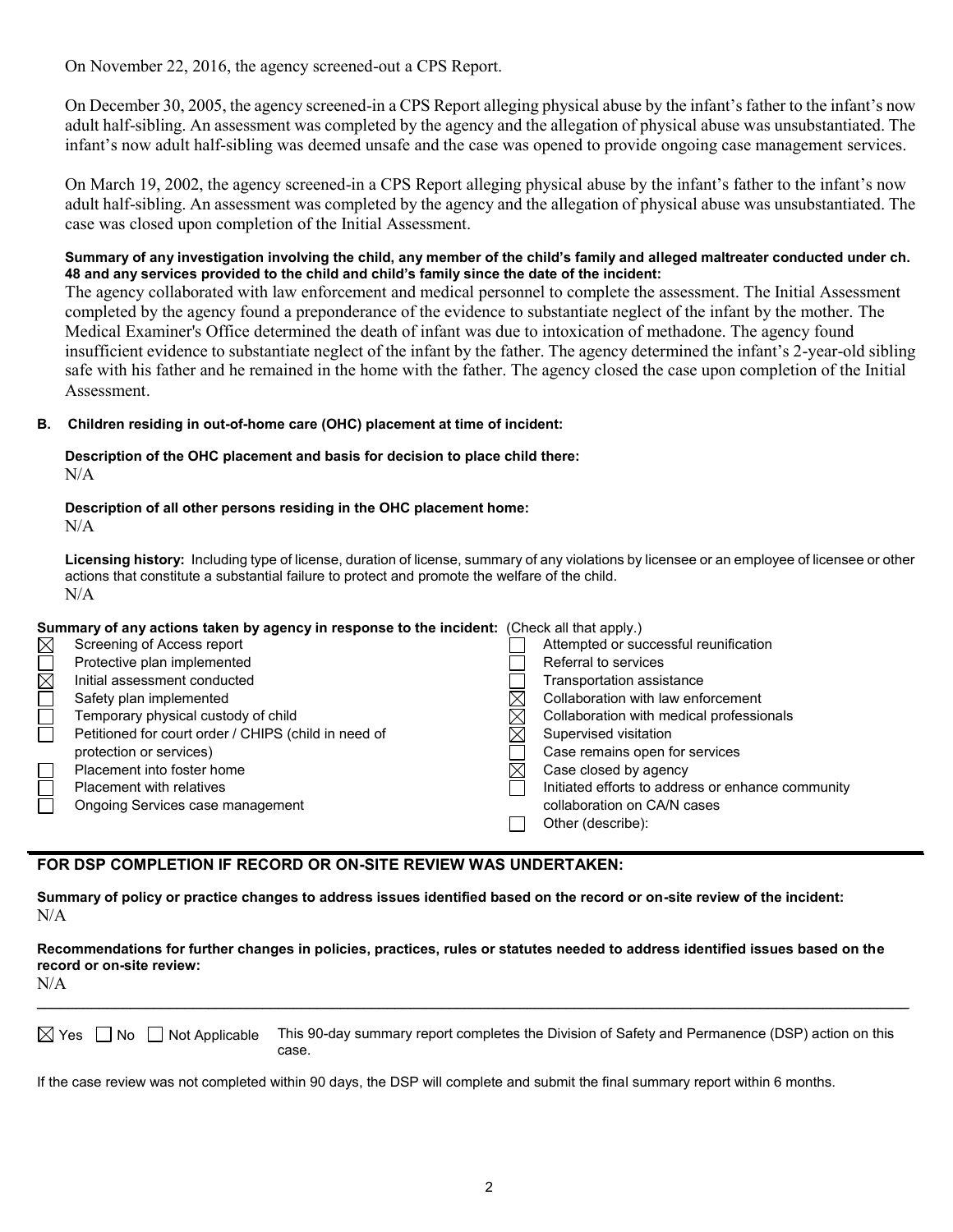On November 22, 2016, the agency screened-out a CPS Report.

On December 30, 2005, the agency screened-in a CPS Report alleging physical abuse by the infant's father to the infant's now adult half-sibling. An assessment was completed by the agency and the allegation of physical abuse was unsubstantiated. The infant's now adult half-sibling was deemed unsafe and the case was opened to provide ongoing case management services.

On March 19, 2002, the agency screened-in a CPS Report alleging physical abuse by the infant's father to the infant's now adult half-sibling. An assessment was completed by the agency and the allegation of physical abuse was unsubstantiated. The case was closed upon completion of the Initial Assessment.

**Summary of any investigation involving the child, any member of the child's family and alleged maltreater conducted under ch. 48 and any services provided to the child and child's family since the date of the incident:**

The agency collaborated with law enforcement and medical personnel to complete the assessment. The Initial Assessment completed by the agency found a preponderance of the evidence to substantiate neglect of the infant by the mother. The Medical Examiner's Office determined the death of infant was due to intoxication of methadone. The agency found insufficient evidence to substantiate neglect of the infant by the father. The agency determined the infant's 2-year-old sibling safe with his father and he remained in the home with the father. The agency closed the case upon completion of the Initial Assessment.

**B. Children residing in out-of-home care (OHC) placement at time of incident:**

**Description of the OHC placement and basis for decision to place child there:**
N/A

**Description of all other persons residing in the OHC placement home:**
N/A

**Licensing history:** Including type of license, duration of license, summary of any violations by licensee or an employee of licensee or other actions that constitute a substantial failure to protect and promote the welfare of the child.
N/A

**Summary of any actions taken by agency in response to the incident:** (Check all that apply.)

- ☒ Screening of Access report
- ☐ Protective plan implemented
- ☒ Initial assessment conducted
- ☐ Safety plan implemented
- ☐ Temporary physical custody of child
- ☐ Petitioned for court order / CHIPS (child in need of protection or services)
- ☐ Placement into foster home
- ☐ Placement with relatives
- ☐ Ongoing Services case management
- ☐ Attempted or successful reunification
- ☐ Referral to services
- ☐ Transportation assistance
- ☒ Collaboration with law enforcement
- ☒ Collaboration with medical professionals
- ☒ Supervised visitation
- ☐ Case remains open for services
- ☒ Case closed by agency
- ☐ Initiated efforts to address or enhance community collaboration on CA/N cases
- ☐ Other (describe):

## FOR DSP COMPLETION IF RECORD OR ON-SITE REVIEW WAS UNDERTAKEN:

**Summary of policy or practice changes to address issues identified based on the record or on-site review of the incident:**
N/A

**Recommendations for further changes in policies, practices, rules or statutes needed to address identified issues based on the record or on-site review:**
N/A

---

☒ Yes ☐ No ☐ Not Applicable This 90-day summary report completes the Division of Safety and Permanence (DSP) action on this case.

If the case review was not completed within 90 days, the DSP will complete and submit the final summary report within 6 months.